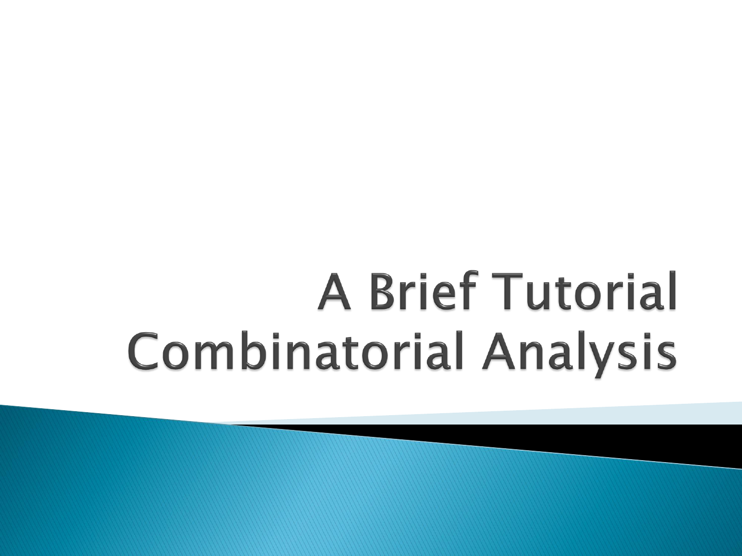# A Brief Tutorial
# Combinatorial Analysis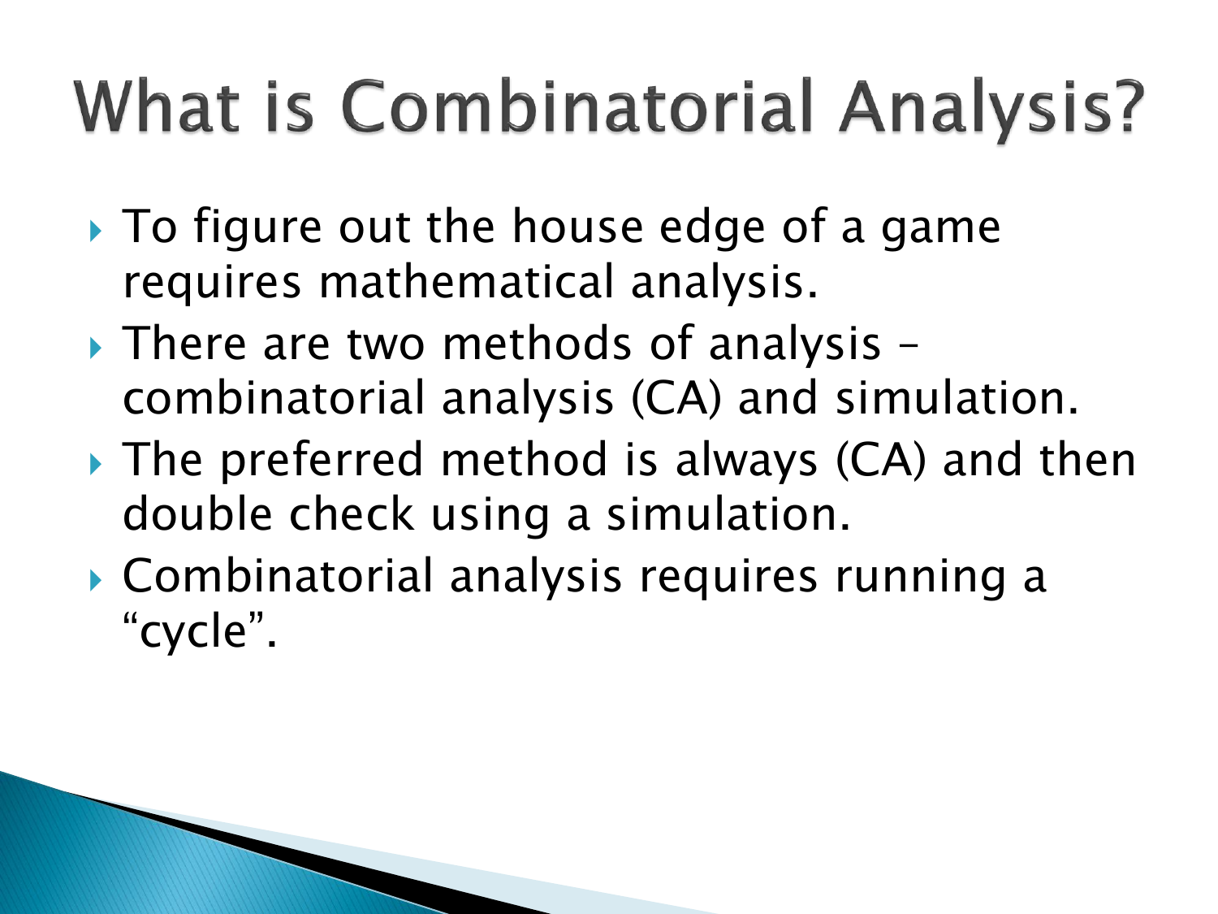# What is Combinatorial Analysis?

- To figure out the house edge of a game requires mathematical analysis.
- There are two methods of analysis – combinatorial analysis (CA) and simulation.
- The preferred method is always (CA) and then double check using a simulation.
- Combinatorial analysis requires running a "cycle".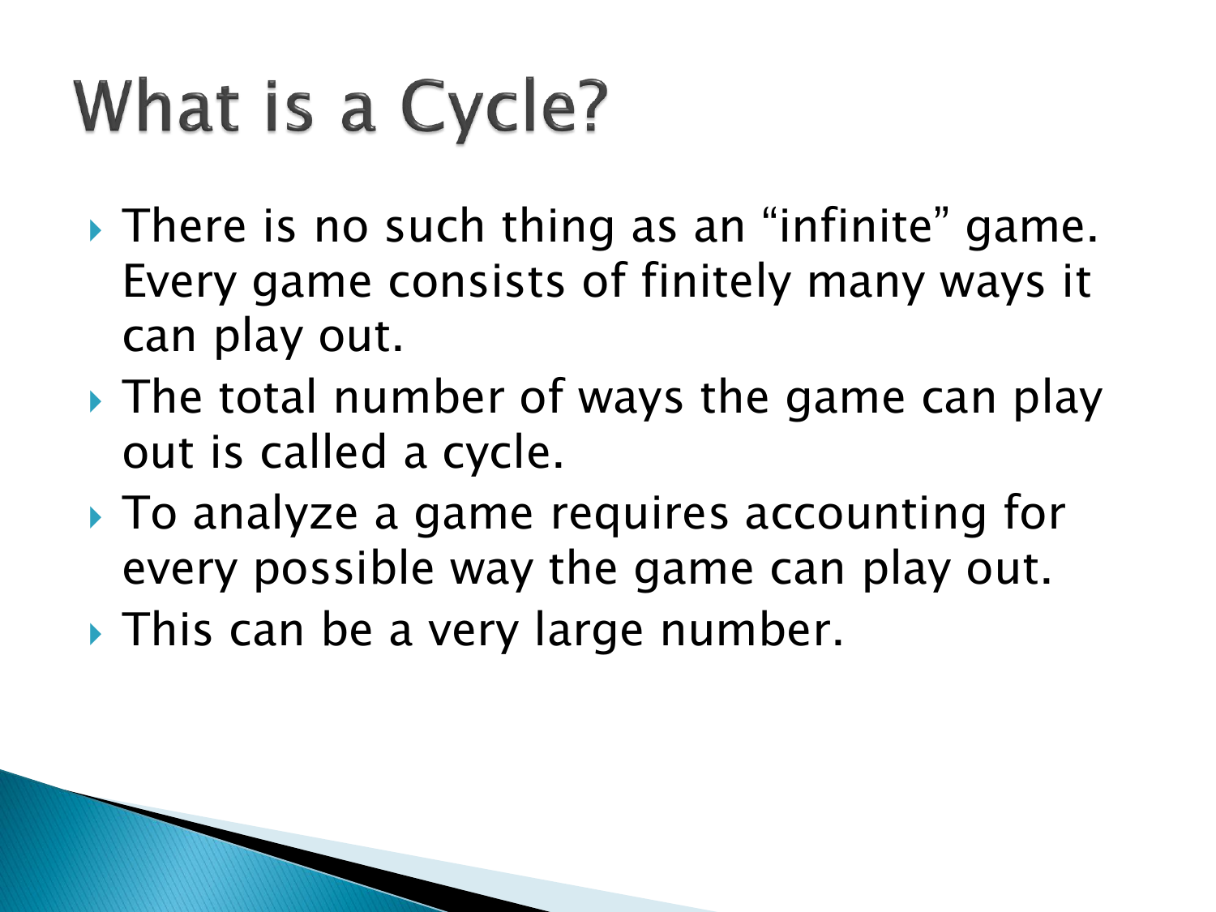# What is a Cycle?

- There is no such thing as an "infinite" game. Every game consists of finitely many ways it can play out.
- The total number of ways the game can play out is called a cycle.
- To analyze a game requires accounting for every possible way the game can play out.
- This can be a very large number.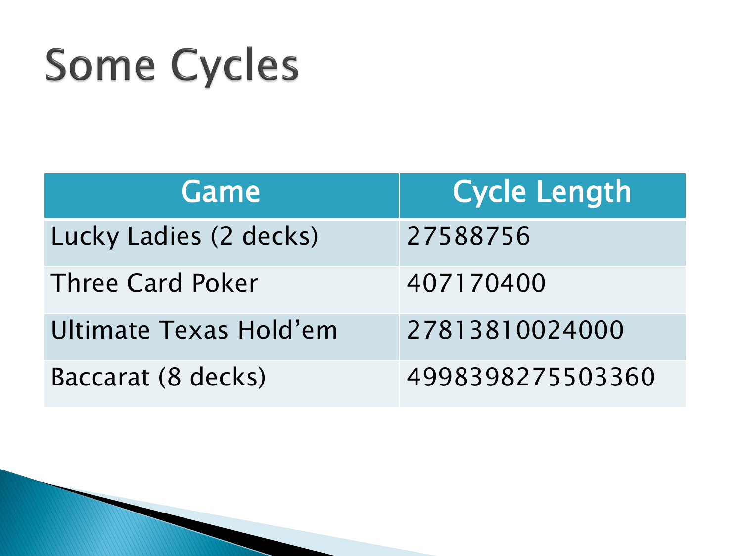# Some Cycles

| Game | Cycle Length |
| --- | --- |
| Lucky Ladies (2 decks) | 27588756 |
| Three Card Poker | 407170400 |
| Ultimate Texas Hold’em | 27813810024000 |
| Baccarat (8 decks) | 4998398275503360 |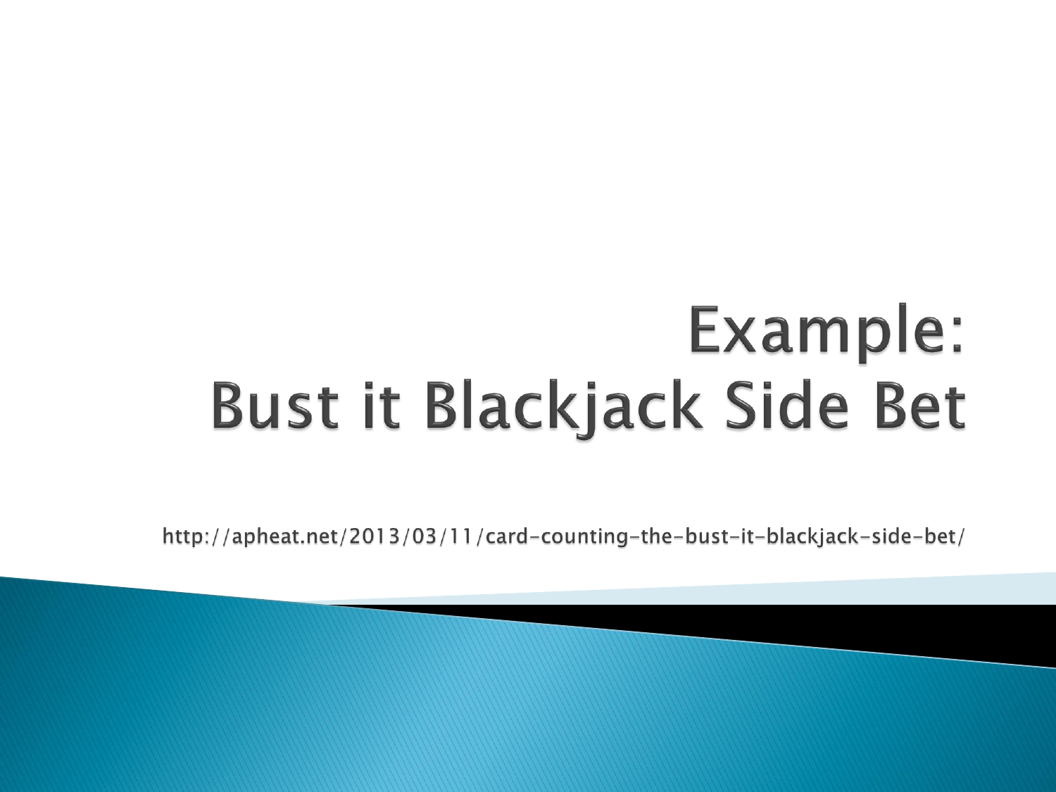# Example: Bust it Blackjack Side Bet

http://apheat.net/2013/03/11/card-counting-the-bust-it-blackjack-side-bet/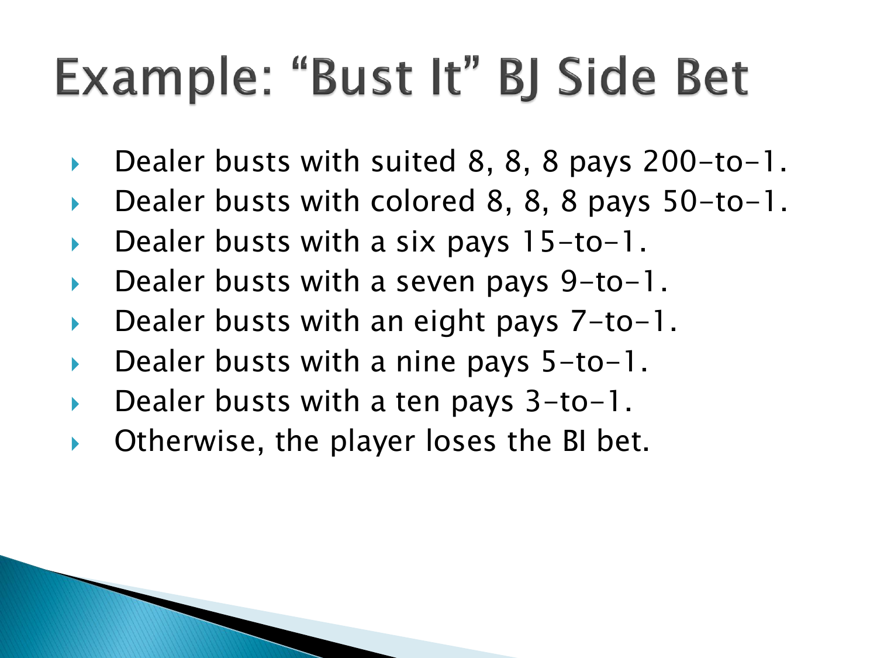# Example: "Bust It" BJ Side Bet

- Dealer busts with suited 8, 8, 8 pays 200-to-1.
- Dealer busts with colored 8, 8, 8 pays 50-to-1.
- Dealer busts with a six pays 15-to-1.
- Dealer busts with a seven pays 9-to-1.
- Dealer busts with an eight pays 7-to-1.
- Dealer busts with a nine pays 5-to-1.
- Dealer busts with a ten pays 3-to-1.
- Otherwise, the player loses the BI bet.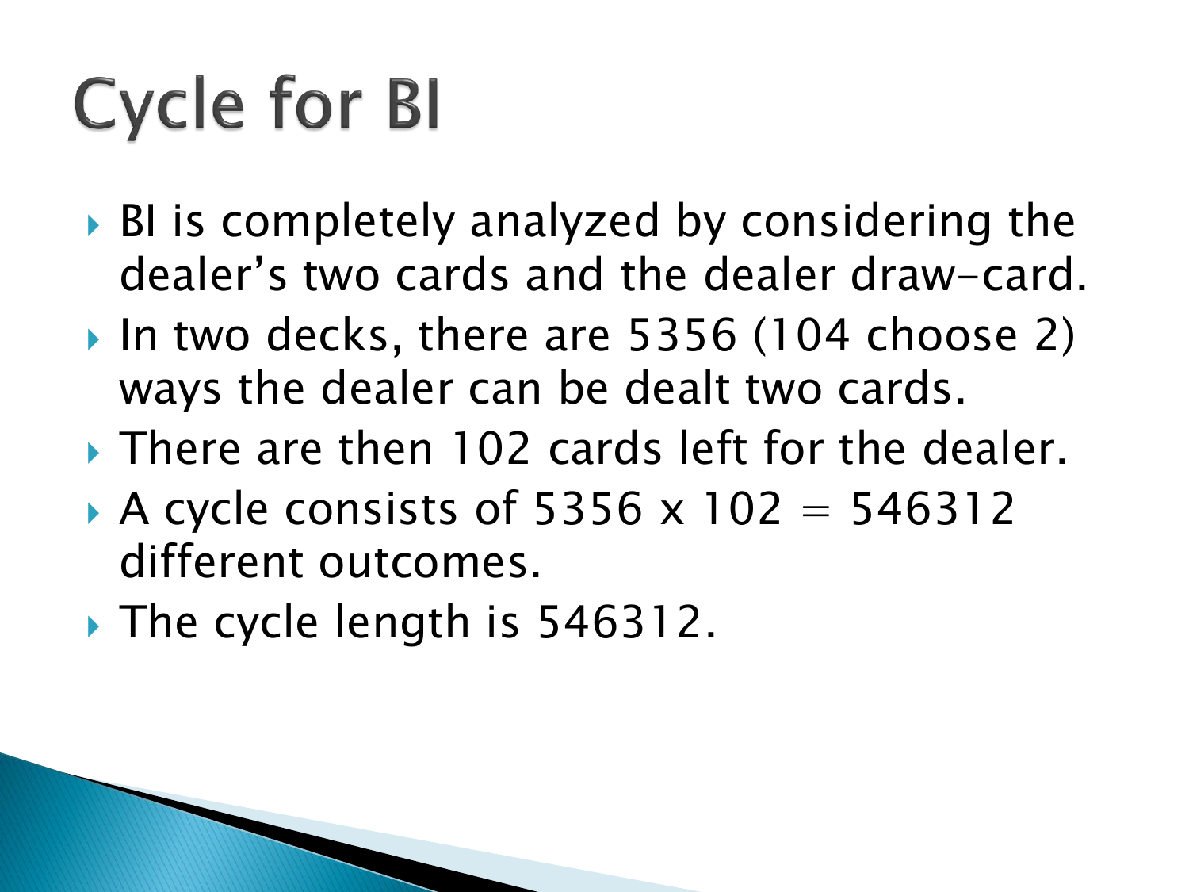# Cycle for BI

- BI is completely analyzed by considering the dealer's two cards and the dealer draw-card.
- In two decks, there are 5356 (104 choose 2) ways the dealer can be dealt two cards.
- There are then 102 cards left for the dealer.
- A cycle consists of 5356 x 102 = 546312 different outcomes.
- The cycle length is 546312.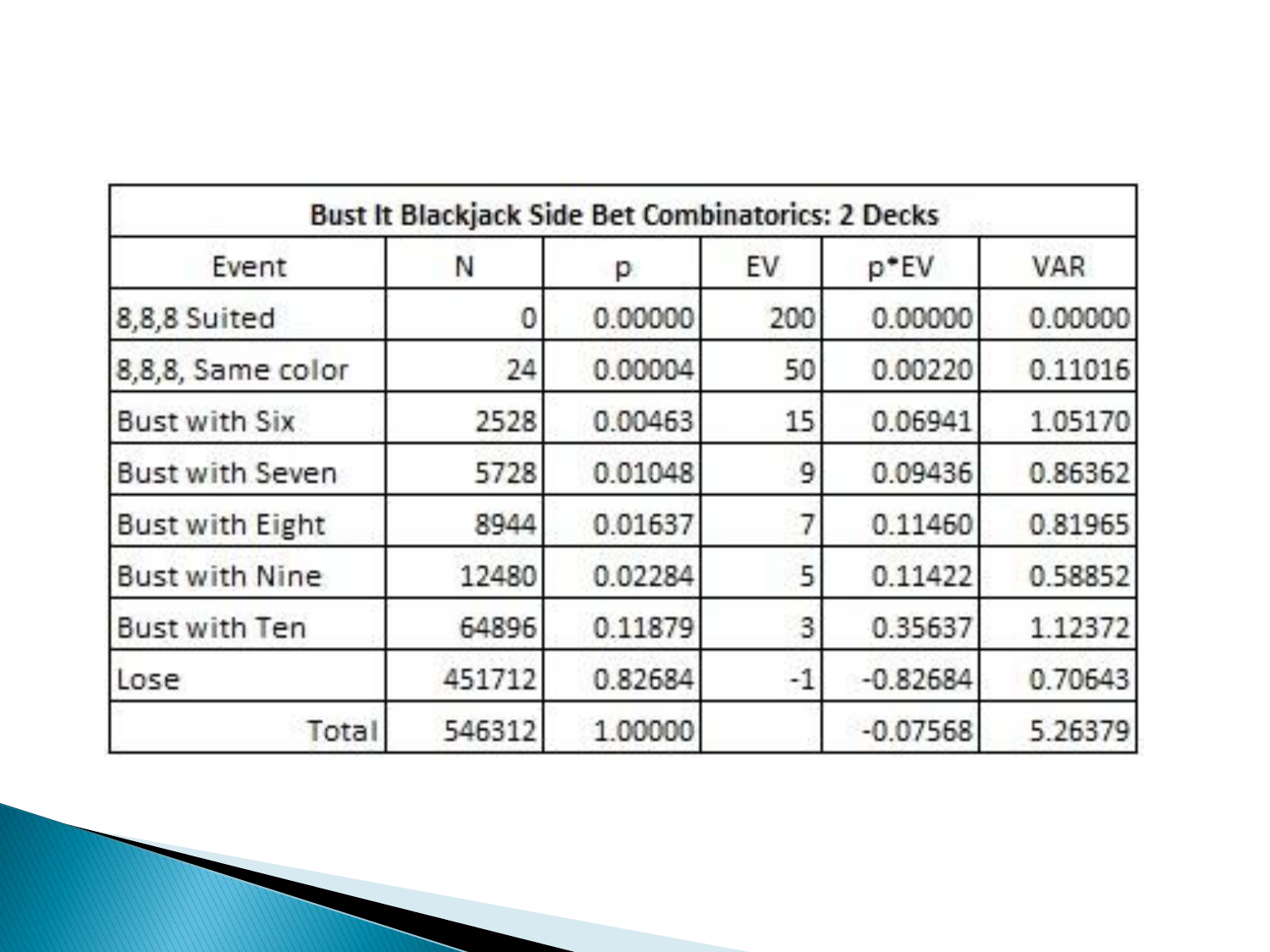| Bust It Blackjack Side Bet Combinatorics: 2 Decks | | | | | |
|---|---|---|---|---|---|
| Event | N | p | EV | p*EV | VAR |
| 8,8,8 Suited | 0 | 0.00000 | 200 | 0.00000 | 0.00000 |
| 8,8,8, Same color | 24 | 0.00004 | 50 | 0.00220 | 0.11016 |
| Bust with Six | 2528 | 0.00463 | 15 | 0.06941 | 1.05170 |
| Bust with Seven | 5728 | 0.01048 | 9 | 0.09436 | 0.86362 |
| Bust with Eight | 8944 | 0.01637 | 7 | 0.11460 | 0.81965 |
| Bust with Nine | 12480 | 0.02284 | 5 | 0.11422 | 0.58852 |
| Bust with Ten | 64896 | 0.11879 | 3 | 0.35637 | 1.12372 |
| Lose | 451712 | 0.82684 | -1 | -0.82684 | 0.70643 |
| Total | 546312 | 1.00000 | | -0.07568 | 5.26379 |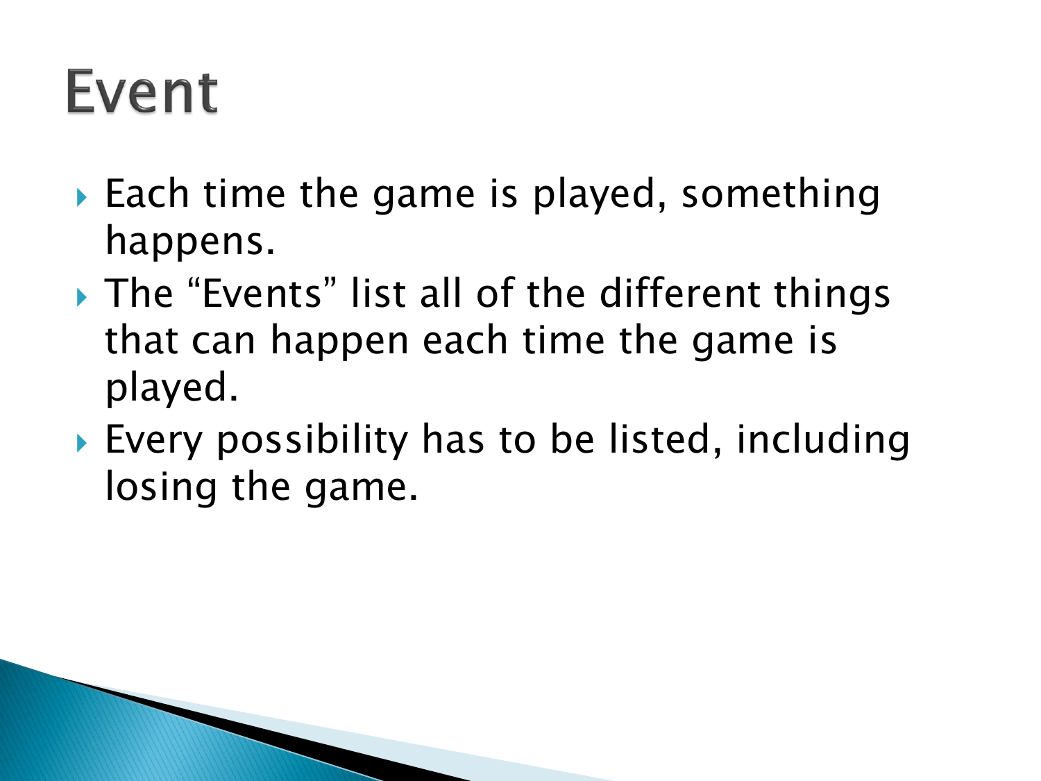# Event

- Each time the game is played, something happens.
- The "Events" list all of the different things that can happen each time the game is played.
- Every possibility has to be listed, including losing the game.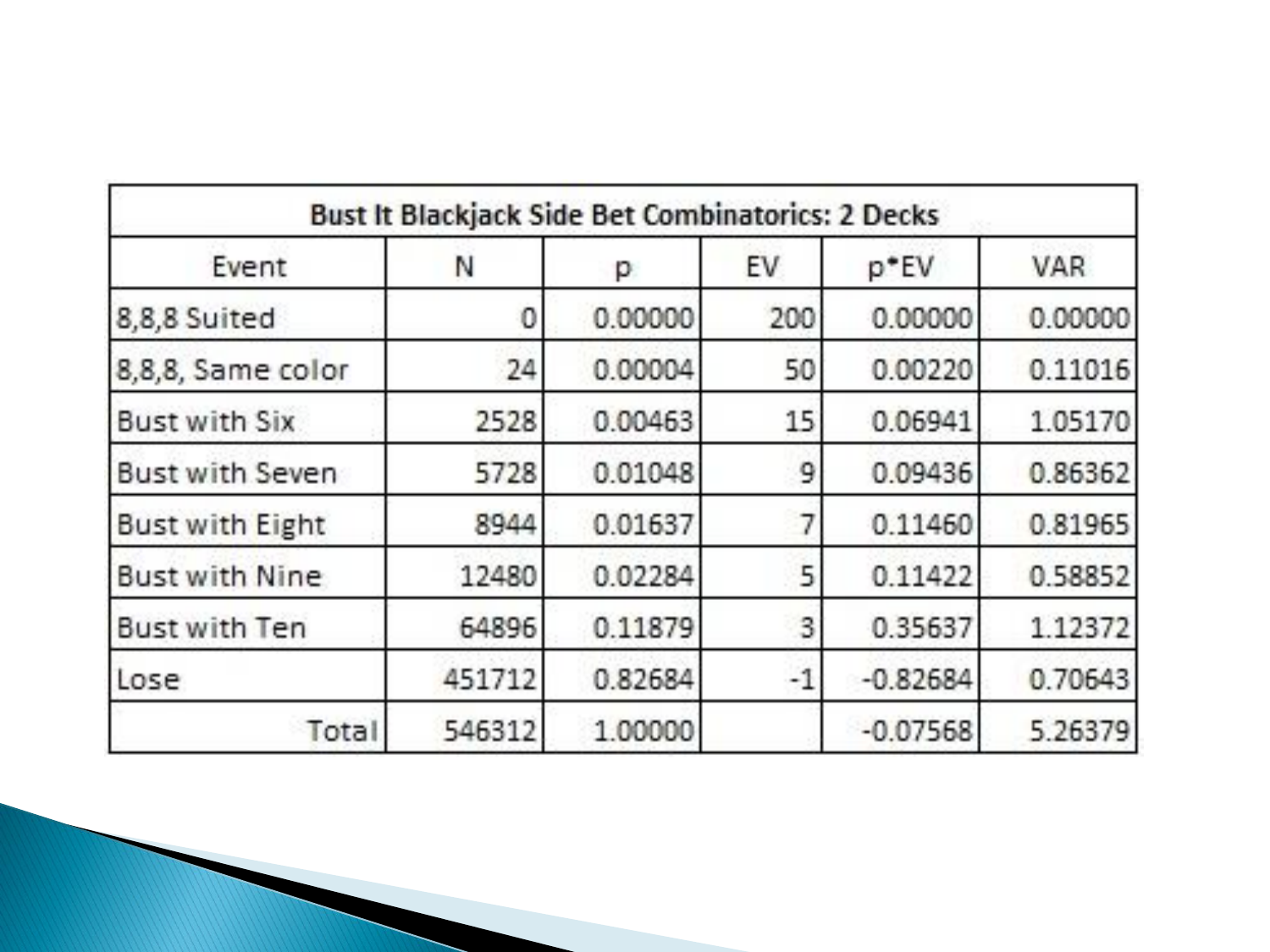| Bust It Blackjack Side Bet Combinatorics: 2 Decks | | | | | |
|---|---|---|---|---|---|
| Event | N | p | EV | p*EV | VAR |
| 8,8,8 Suited | 0 | 0.00000 | 200 | 0.00000 | 0.00000 |
| 8,8,8, Same color | 24 | 0.00004 | 50 | 0.00220 | 0.11016 |
| Bust with Six | 2528 | 0.00463 | 15 | 0.06941 | 1.05170 |
| Bust with Seven | 5728 | 0.01048 | 9 | 0.09436 | 0.86362 |
| Bust with Eight | 8944 | 0.01637 | 7 | 0.11460 | 0.81965 |
| Bust with Nine | 12480 | 0.02284 | 5 | 0.11422 | 0.58852 |
| Bust with Ten | 64896 | 0.11879 | 3 | 0.35637 | 1.12372 |
| Lose | 451712 | 0.82684 | -1 | -0.82684 | 0.70643 |
| Total | 546312 | 1.00000 | | -0.07568 | 5.26379 |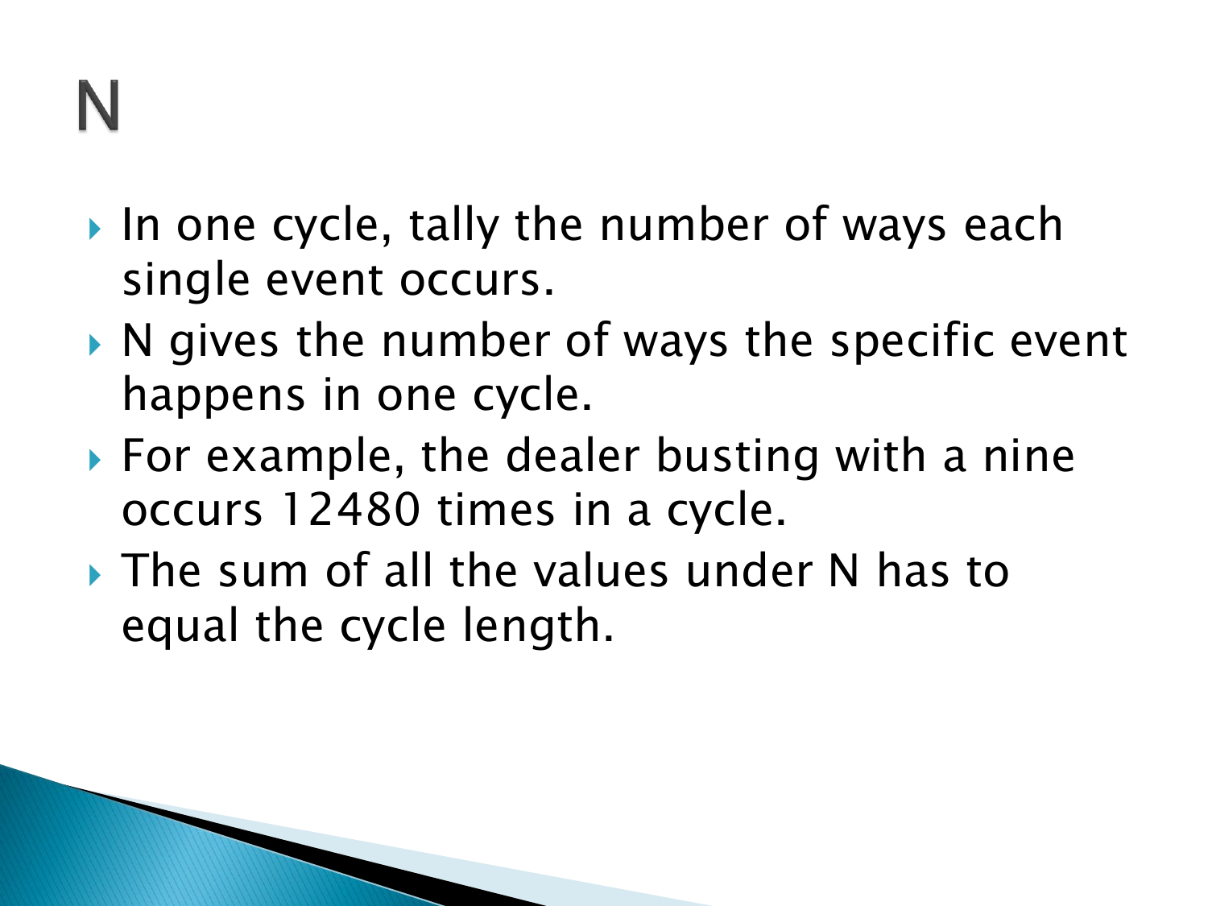# N

- In one cycle, tally the number of ways each single event occurs.
- N gives the number of ways the specific event happens in one cycle.
- For example, the dealer busting with a nine occurs 12480 times in a cycle.
- The sum of all the values under N has to equal the cycle length.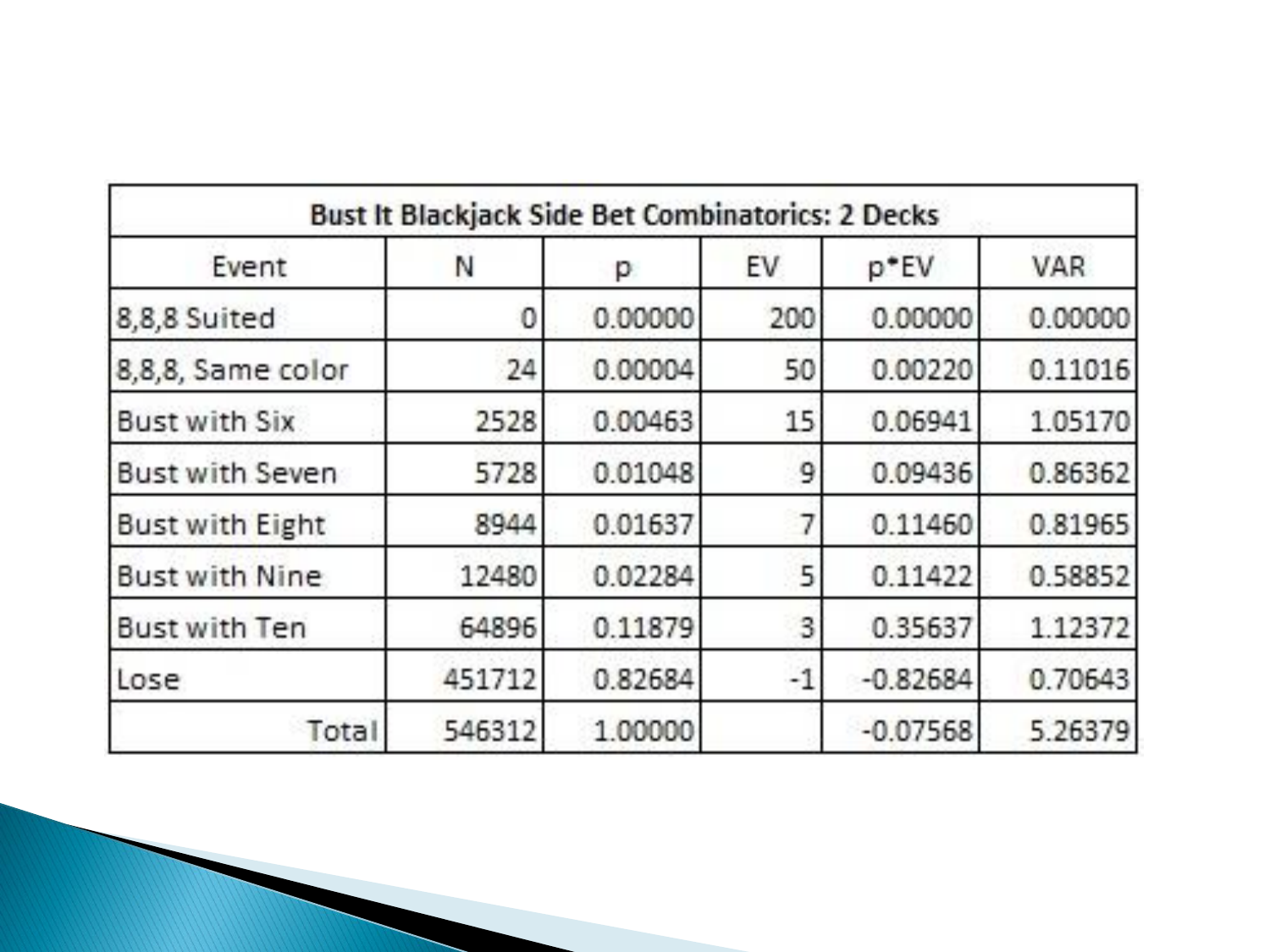| Bust It Blackjack Side Bet Combinatorics: 2 Decks | | | | | |
|---|---|---|---|---|---|
| Event | N | p | EV | p*EV | VAR |
| 8,8,8 Suited | 0 | 0.00000 | 200 | 0.00000 | 0.00000 |
| 8,8,8, Same color | 24 | 0.00004 | 50 | 0.00220 | 0.11016 |
| Bust with Six | 2528 | 0.00463 | 15 | 0.06941 | 1.05170 |
| Bust with Seven | 5728 | 0.01048 | 9 | 0.09436 | 0.86362 |
| Bust with Eight | 8944 | 0.01637 | 7 | 0.11460 | 0.81965 |
| Bust with Nine | 12480 | 0.02284 | 5 | 0.11422 | 0.58852 |
| Bust with Ten | 64896 | 0.11879 | 3 | 0.35637 | 1.12372 |
| Lose | 451712 | 0.82684 | -1 | -0.82684 | 0.70643 |
| Total | 546312 | 1.00000 | | -0.07568 | 5.26379 |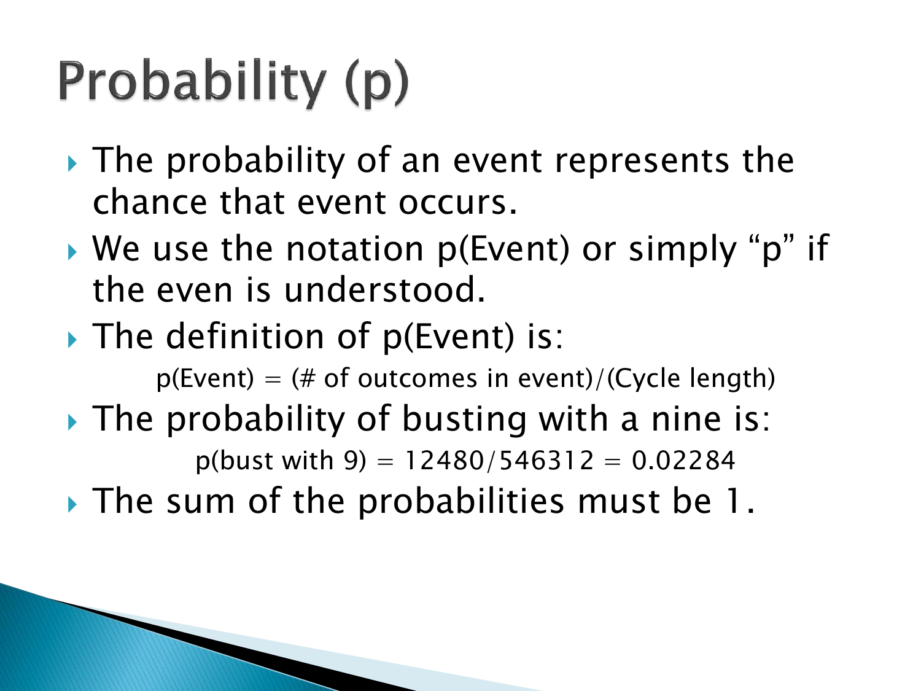# Probability (p)

- The probability of an event represents the chance that event occurs.
- We use the notation p(Event) or simply "p" if the even is understood.
- The definition of p(Event) is:

  p(Event) = (# of outcomes in event)/(Cycle length)

- The probability of busting with a nine is:

  p(bust with 9) = 12480/546312 = 0.02284

- The sum of the probabilities must be 1.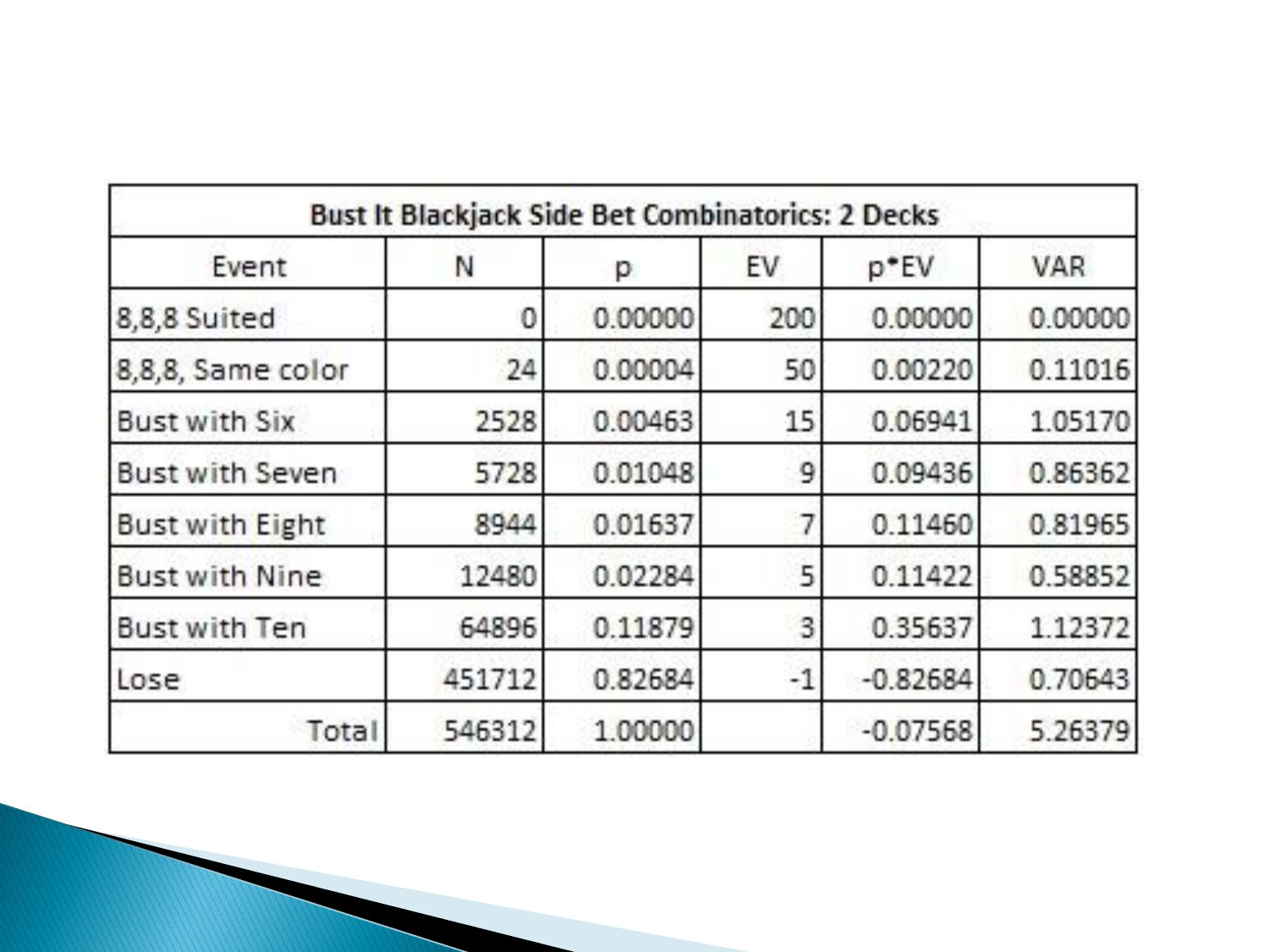| Bust It Blackjack Side Bet Combinatorics: 2 Decks | | | | | |
|---|---|---|---|---|---|
| Event | N | p | EV | p*EV | VAR |
| 8,8,8 Suited | 0 | 0.00000 | 200 | 0.00000 | 0.00000 |
| 8,8,8, Same color | 24 | 0.00004 | 50 | 0.00220 | 0.11016 |
| Bust with Six | 2528 | 0.00463 | 15 | 0.06941 | 1.05170 |
| Bust with Seven | 5728 | 0.01048 | 9 | 0.09436 | 0.86362 |
| Bust with Eight | 8944 | 0.01637 | 7 | 0.11460 | 0.81965 |
| Bust with Nine | 12480 | 0.02284 | 5 | 0.11422 | 0.58852 |
| Bust with Ten | 64896 | 0.11879 | 3 | 0.35637 | 1.12372 |
| Lose | 451712 | 0.82684 | -1 | -0.82684 | 0.70643 |
| Total | 546312 | 1.00000 | | -0.07568 | 5.26379 |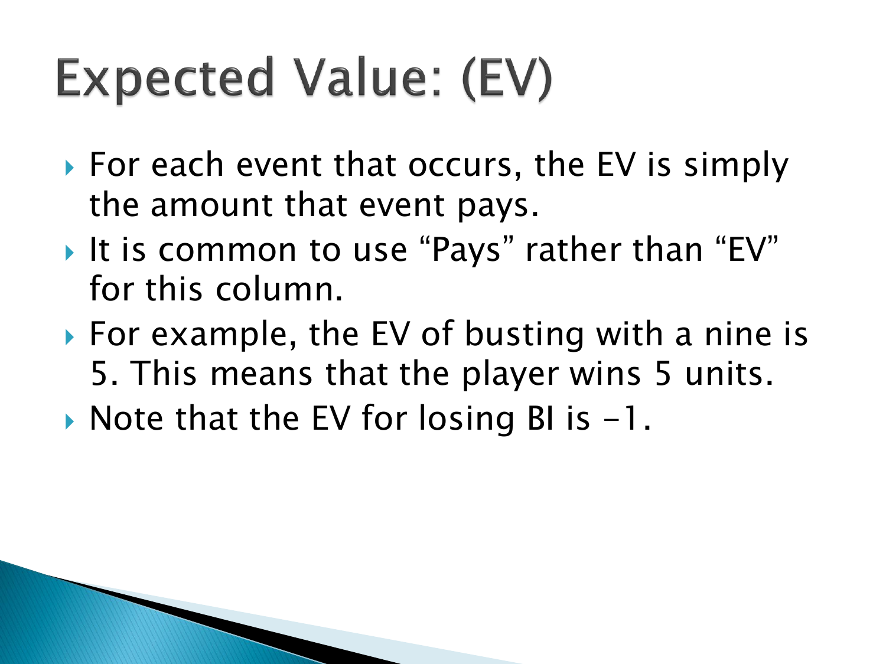# Expected Value: (EV)

- For each event that occurs, the EV is simply the amount that event pays.
- It is common to use “Pays” rather than “EV” for this column.
- For example, the EV of busting with a nine is 5. This means that the player wins 5 units.
- Note that the EV for losing BI is -1.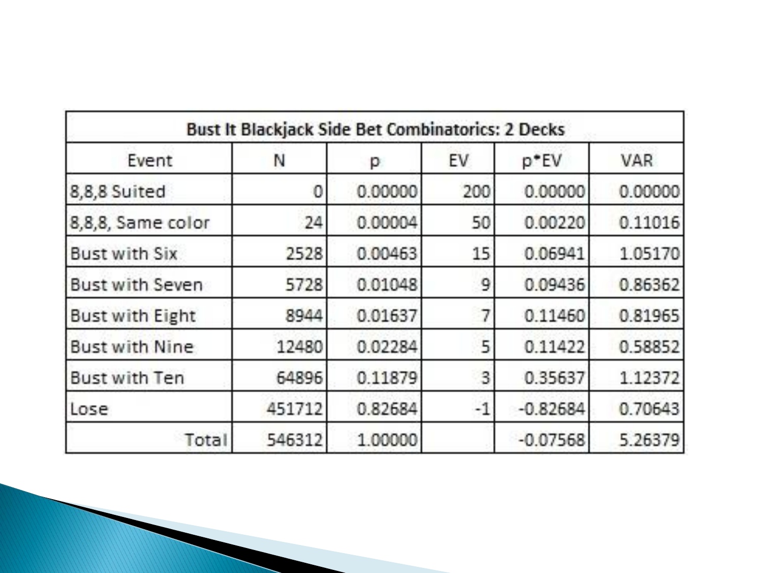| Bust It Blackjack Side Bet Combinatorics: 2 Decks | | | | | |
|---|---|---|---|---|---|
| Event | N | p | EV | p*EV | VAR |
| 8,8,8 Suited | 0 | 0.00000 | 200 | 0.00000 | 0.00000 |
| 8,8,8, Same color | 24 | 0.00004 | 50 | 0.00220 | 0.11016 |
| Bust with Six | 2528 | 0.00463 | 15 | 0.06941 | 1.05170 |
| Bust with Seven | 5728 | 0.01048 | 9 | 0.09436 | 0.86362 |
| Bust with Eight | 8944 | 0.01637 | 7 | 0.11460 | 0.81965 |
| Bust with Nine | 12480 | 0.02284 | 5 | 0.11422 | 0.58852 |
| Bust with Ten | 64896 | 0.11879 | 3 | 0.35637 | 1.12372 |
| Lose | 451712 | 0.82684 | -1 | -0.82684 | 0.70643 |
| Total | 546312 | 1.00000 | | -0.07568 | 5.26379 |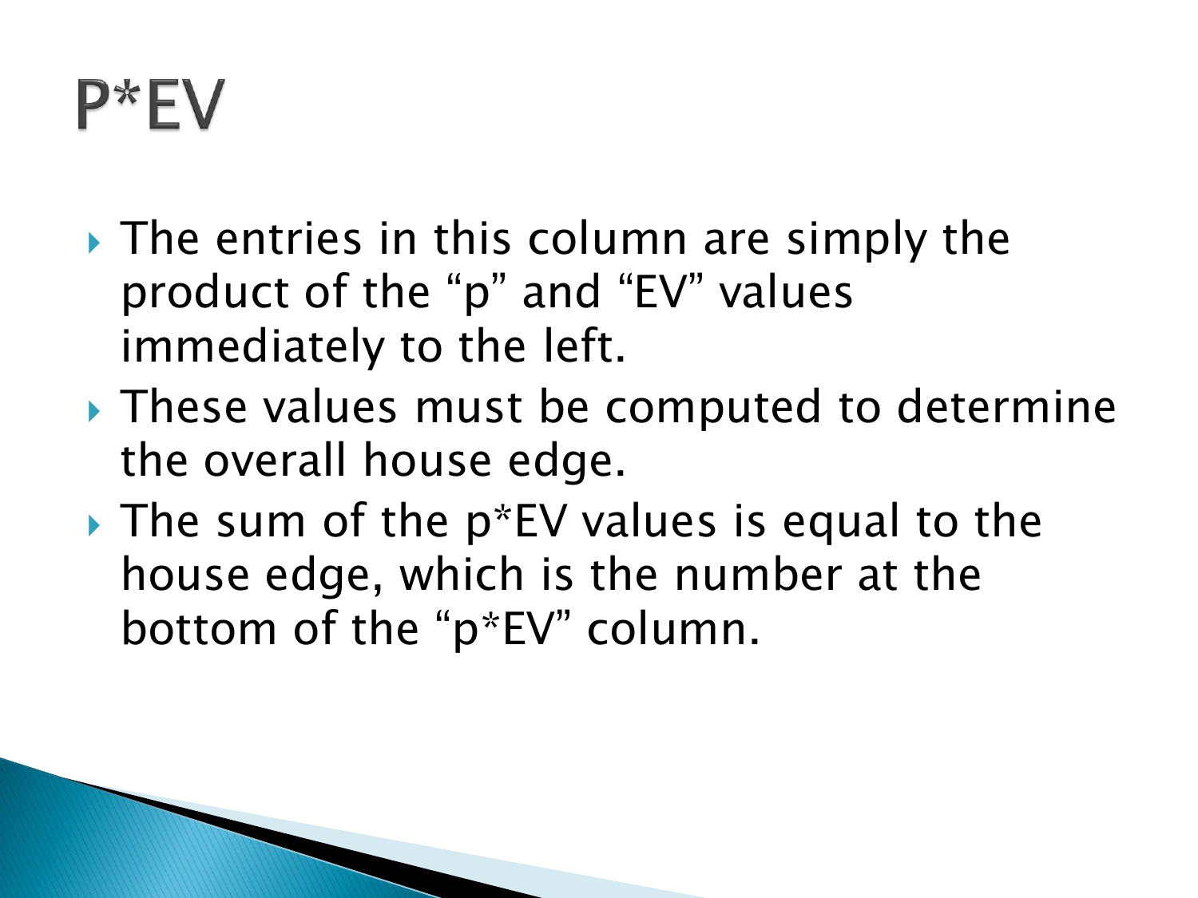# P*EV

- The entries in this column are simply the product of the "p" and "EV" values immediately to the left.
- These values must be computed to determine the overall house edge.
- The sum of the p*EV values is equal to the house edge, which is the number at the bottom of the "p*EV" column.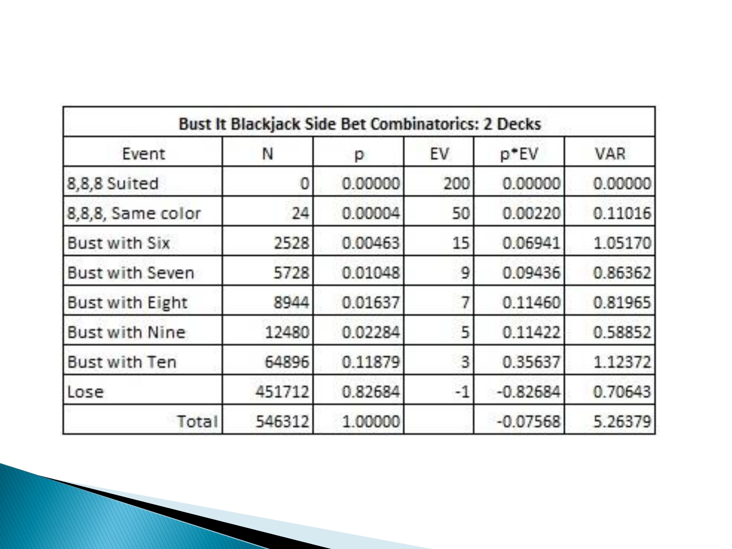| Bust It Blackjack Side Bet Combinatorics: 2 Decks | | | | | |
|---|---|---|---|---|---|
| Event | N | p | EV | p*EV | VAR |
| 8,8,8 Suited | 0 | 0.00000 | 200 | 0.00000 | 0.00000 |
| 8,8,8, Same color | 24 | 0.00004 | 50 | 0.00220 | 0.11016 |
| Bust with Six | 2528 | 0.00463 | 15 | 0.06941 | 1.05170 |
| Bust with Seven | 5728 | 0.01048 | 9 | 0.09436 | 0.86362 |
| Bust with Eight | 8944 | 0.01637 | 7 | 0.11460 | 0.81965 |
| Bust with Nine | 12480 | 0.02284 | 5 | 0.11422 | 0.58852 |
| Bust with Ten | 64896 | 0.11879 | 3 | 0.35637 | 1.12372 |
| Lose | 451712 | 0.82684 | -1 | -0.82684 | 0.70643 |
| Total | 546312 | 1.00000 | | -0.07568 | 5.26379 |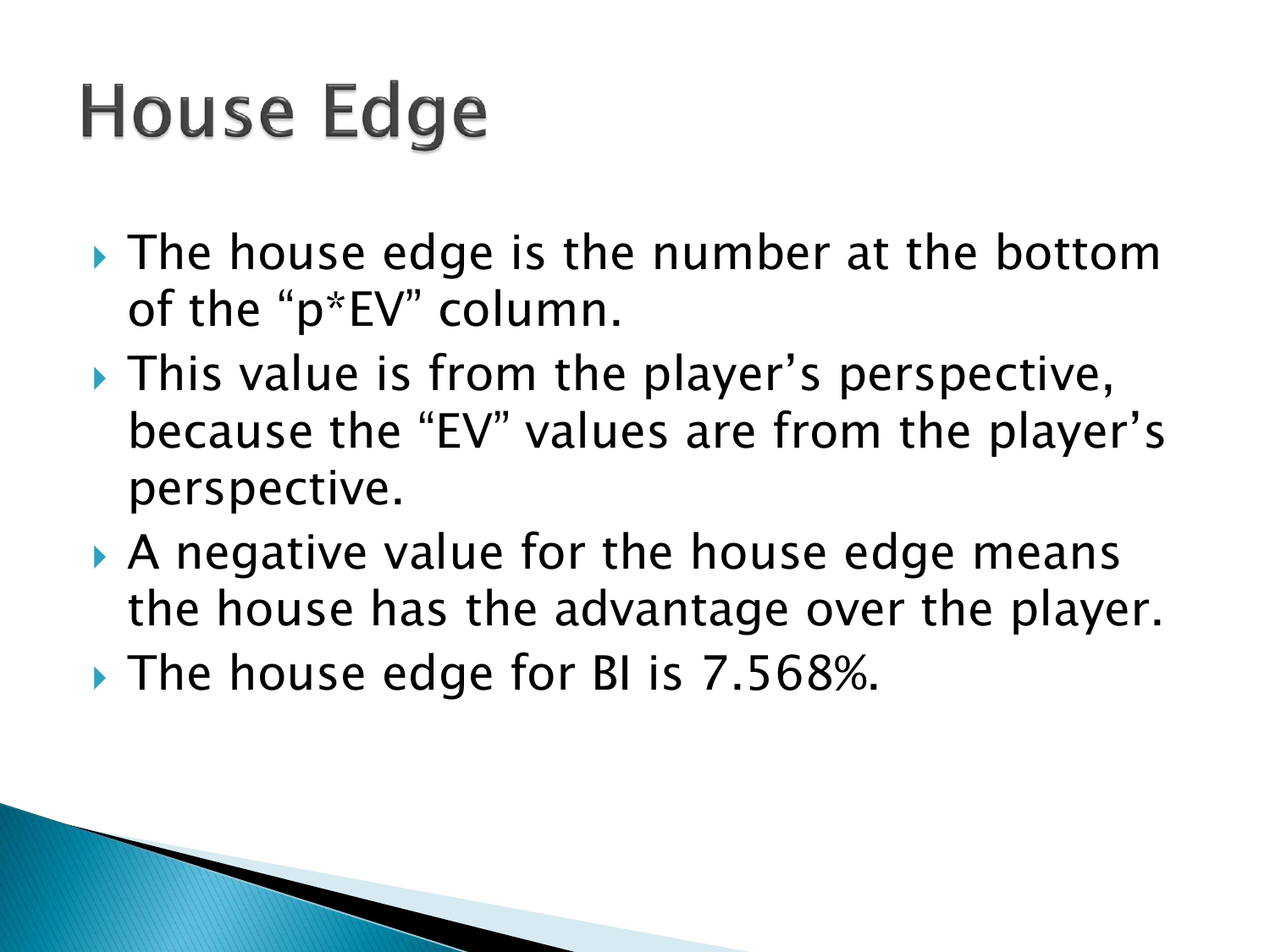# House Edge

- The house edge is the number at the bottom of the “p*EV” column.
- This value is from the player’s perspective, because the “EV” values are from the player’s perspective.
- A negative value for the house edge means the house has the advantage over the player.
- The house edge for BI is 7.568%.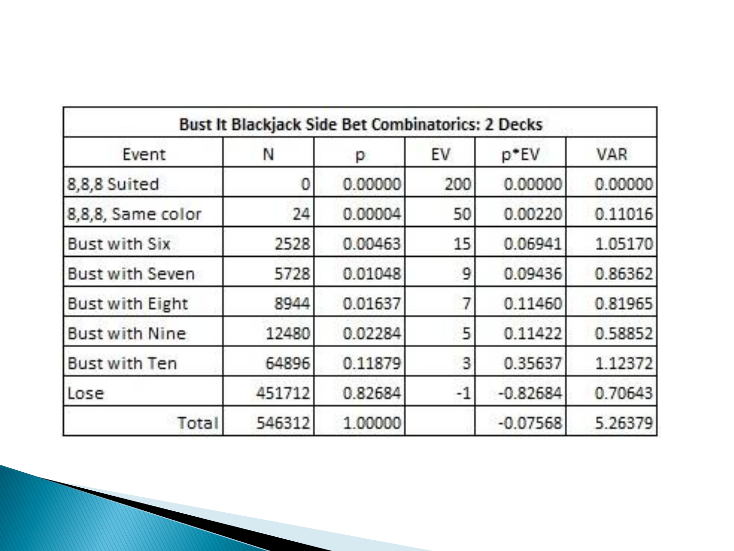| Bust It Blackjack Side Bet Combinatorics: 2 Decks | | | | | |
|---|---|---|---|---|---|
| Event | N | p | EV | p*EV | VAR |
| 8,8,8 Suited | 0 | 0.00000 | 200 | 0.00000 | 0.00000 |
| 8,8,8, Same color | 24 | 0.00004 | 50 | 0.00220 | 0.11016 |
| Bust with Six | 2528 | 0.00463 | 15 | 0.06941 | 1.05170 |
| Bust with Seven | 5728 | 0.01048 | 9 | 0.09436 | 0.86362 |
| Bust with Eight | 8944 | 0.01637 | 7 | 0.11460 | 0.81965 |
| Bust with Nine | 12480 | 0.02284 | 5 | 0.11422 | 0.58852 |
| Bust with Ten | 64896 | 0.11879 | 3 | 0.35637 | 1.12372 |
| Lose | 451712 | 0.82684 | -1 | -0.82684 | 0.70643 |
| Total | 546312 | 1.00000 | | -0.07568 | 5.26379 |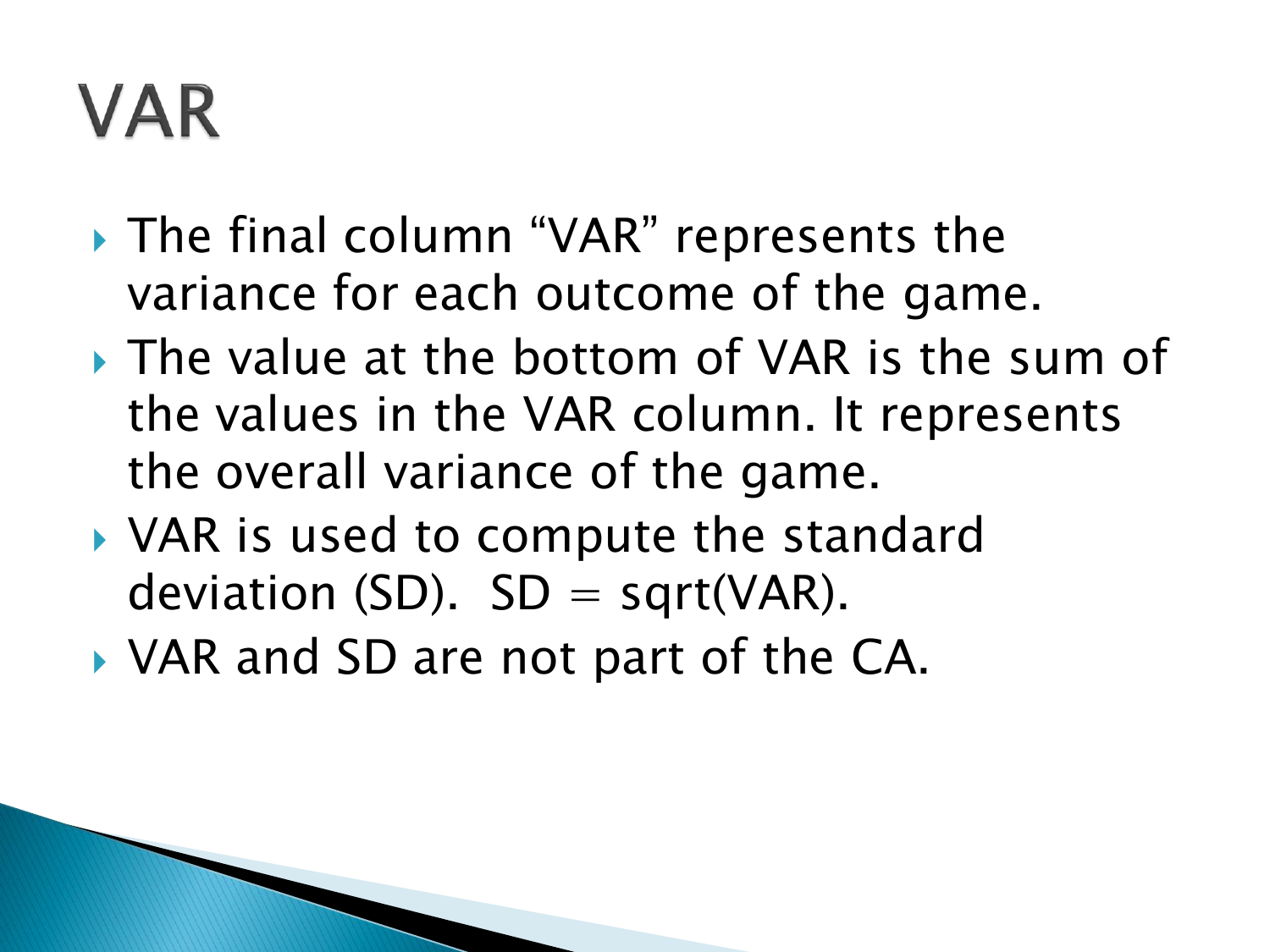# VAR

- The final column "VAR" represents the variance for each outcome of the game.
- The value at the bottom of VAR is the sum of the values in the VAR column. It represents the overall variance of the game.
- VAR is used to compute the standard deviation (SD). SD = sqrt(VAR).
- VAR and SD are not part of the CA.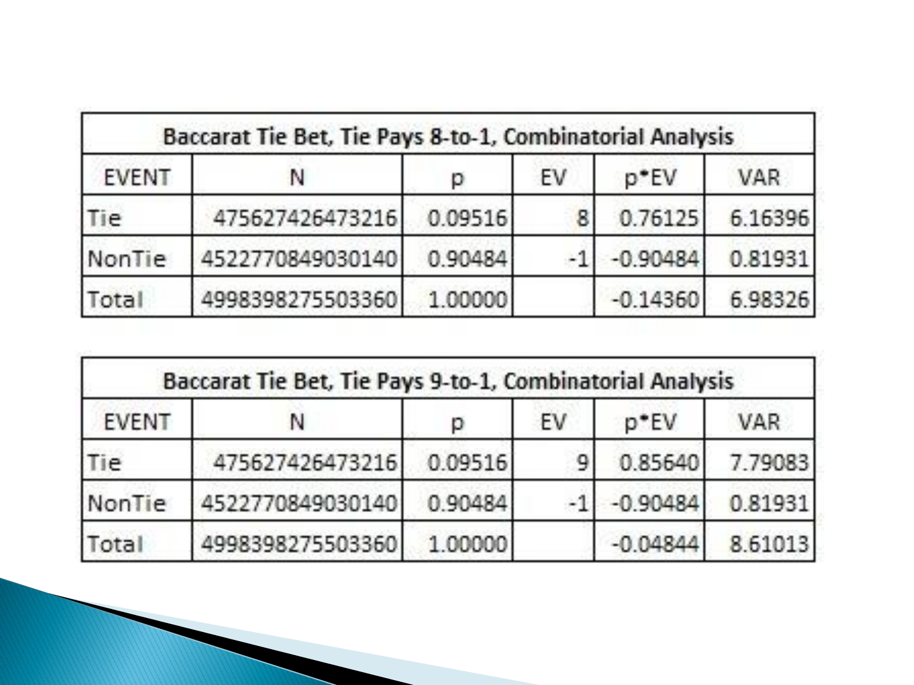| Baccarat Tie Bet, Tie Pays 8-to-1, Combinatorial Analysis | | | | | |
|---|---|---|---|---|---|
| EVENT | N | p | EV | p*EV | VAR |
| Tie | 475627426473216 | 0.09516 | 8 | 0.76125 | 6.16396 |
| NonTie | 4522770849030140 | 0.90484 | -1 | -0.90484 | 0.81931 |
| Total | 4998398275503360 | 1.00000 | | -0.14360 | 6.98326 |

| Baccarat Tie Bet, Tie Pays 9-to-1, Combinatorial Analysis | | | | | |
|---|---|---|---|---|---|
| EVENT | N | p | EV | p*EV | VAR |
| Tie | 475627426473216 | 0.09516 | 9 | 0.85640 | 7.79083 |
| NonTie | 4522770849030140 | 0.90484 | -1 | -0.90484 | 0.81931 |
| Total | 4998398275503360 | 1.00000 | | -0.04844 | 8.61013 |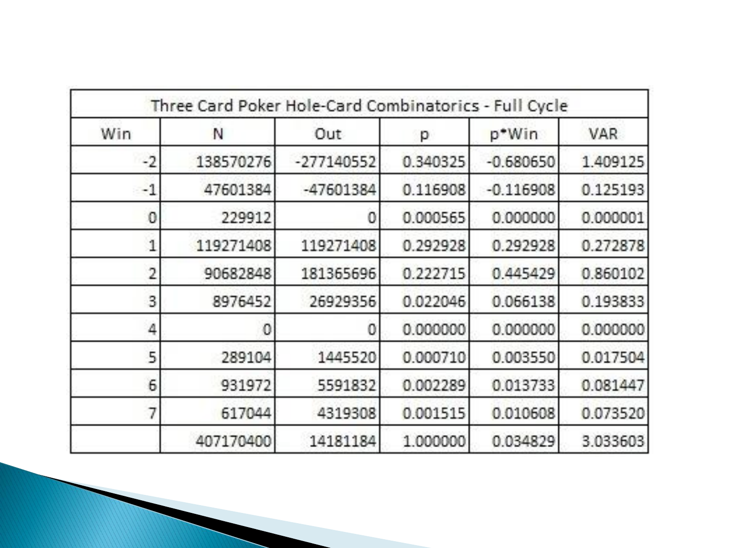| Three Card Poker Hole-Card Combinatorics - Full Cycle | | | | | |
|---|---|---|---|---|---|
| Win | N | Out | p | p*Win | VAR |
| -2 | 138570276 | -277140552 | 0.340325 | -0.680650 | 1.409125 |
| -1 | 47601384 | -47601384 | 0.116908 | -0.116908 | 0.125193 |
| 0 | 229912 | 0 | 0.000565 | 0.000000 | 0.000001 |
| 1 | 119271408 | 119271408 | 0.292928 | 0.292928 | 0.272878 |
| 2 | 90682848 | 181365696 | 0.222715 | 0.445429 | 0.860102 |
| 3 | 8976452 | 26929356 | 0.022046 | 0.066138 | 0.193833 |
| 4 | 0 | 0 | 0.000000 | 0.000000 | 0.000000 |
| 5 | 289104 | 1445520 | 0.000710 | 0.003550 | 0.017504 |
| 6 | 931972 | 5591832 | 0.002289 | 0.013733 | 0.081447 |
| 7 | 617044 | 4319308 | 0.001515 | 0.010608 | 0.073520 |
| | 407170400 | 14181184 | 1.000000 | 0.034829 | 3.033603 |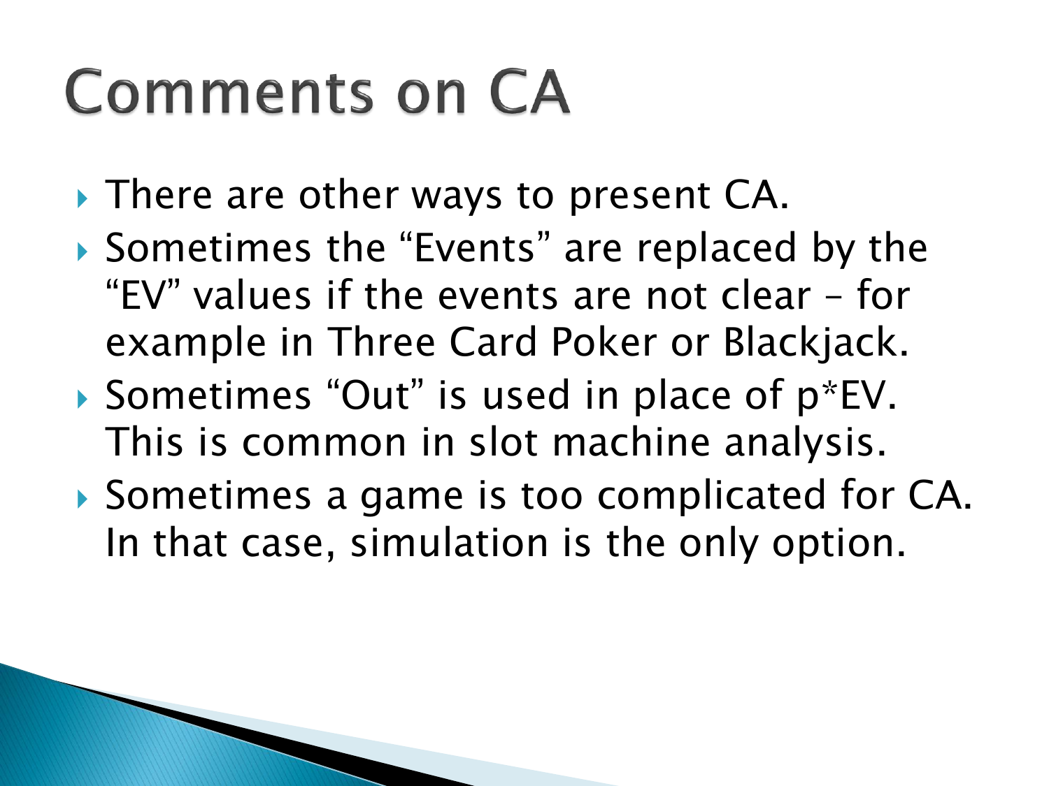# Comments on CA

- There are other ways to present CA.
- Sometimes the "Events" are replaced by the "EV" values if the events are not clear – for example in Three Card Poker or Blackjack.
- Sometimes "Out" is used in place of p*EV. This is common in slot machine analysis.
- Sometimes a game is too complicated for CA. In that case, simulation is the only option.